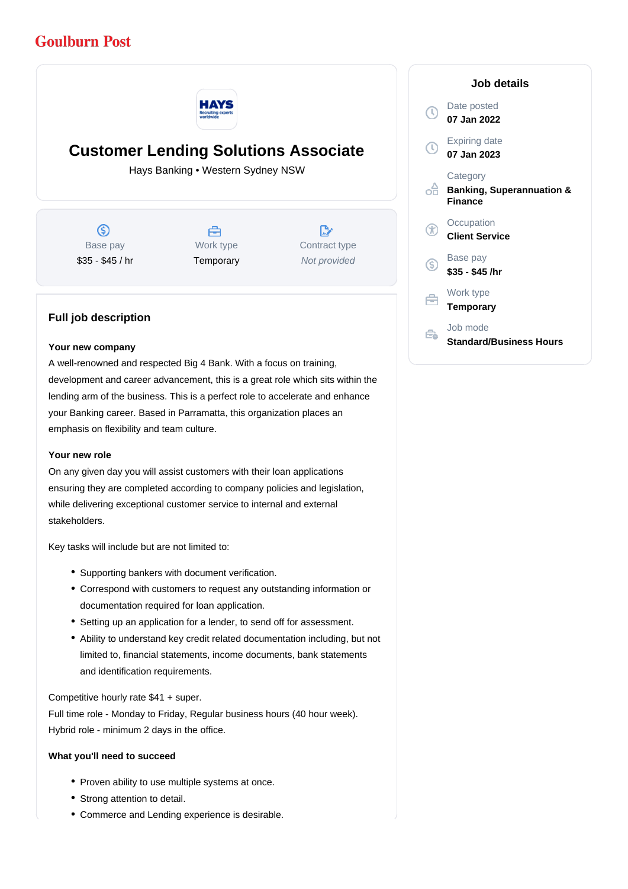Goulburn Post

# Customer Lending Solutions Associate

Hays Banking • Western Sydney NSW

| Base pay | Work type | Contract type |
|---|---|---|
| $35 - $45 / hr | Temporary | *Not provided* |

## Job details

Date posted
**07 Jan 2022**

Expiring date
**07 Jan 2023**

Category
**Banking, Superannuation & Finance**

Occupation
**Client Service**

Base pay
**$35 - $45 /hr**

Work type
**Temporary**

Job mode
**Standard/Business Hours**

## Full job description

**Your new company**

A well-renowned and respected Big 4 Bank. With a focus on training, development and career advancement, this is a great role which sits within the lending arm of the business. This is a perfect role to accelerate and enhance your Banking career. Based in Parramatta, this organization places an emphasis on flexibility and team culture.

**Your new role**

On any given day you will assist customers with their loan applications ensuring they are completed according to company policies and legislation, while delivering exceptional customer service to internal and external stakeholders.

Key tasks will include but are not limited to:

- Supporting bankers with document verification.
- Correspond with customers to request any outstanding information or documentation required for loan application.
- Setting up an application for a lender, to send off for assessment.
- Ability to understand key credit related documentation including, but not limited to, financial statements, income documents, bank statements and identification requirements.

Competitive hourly rate $41 + super.
Full time role - Monday to Friday, Regular business hours (40 hour week).
Hybrid role - minimum 2 days in the office.

**What you'll need to succeed**

- Proven ability to use multiple systems at once.
- Strong attention to detail.
- Commerce and Lending experience is desirable.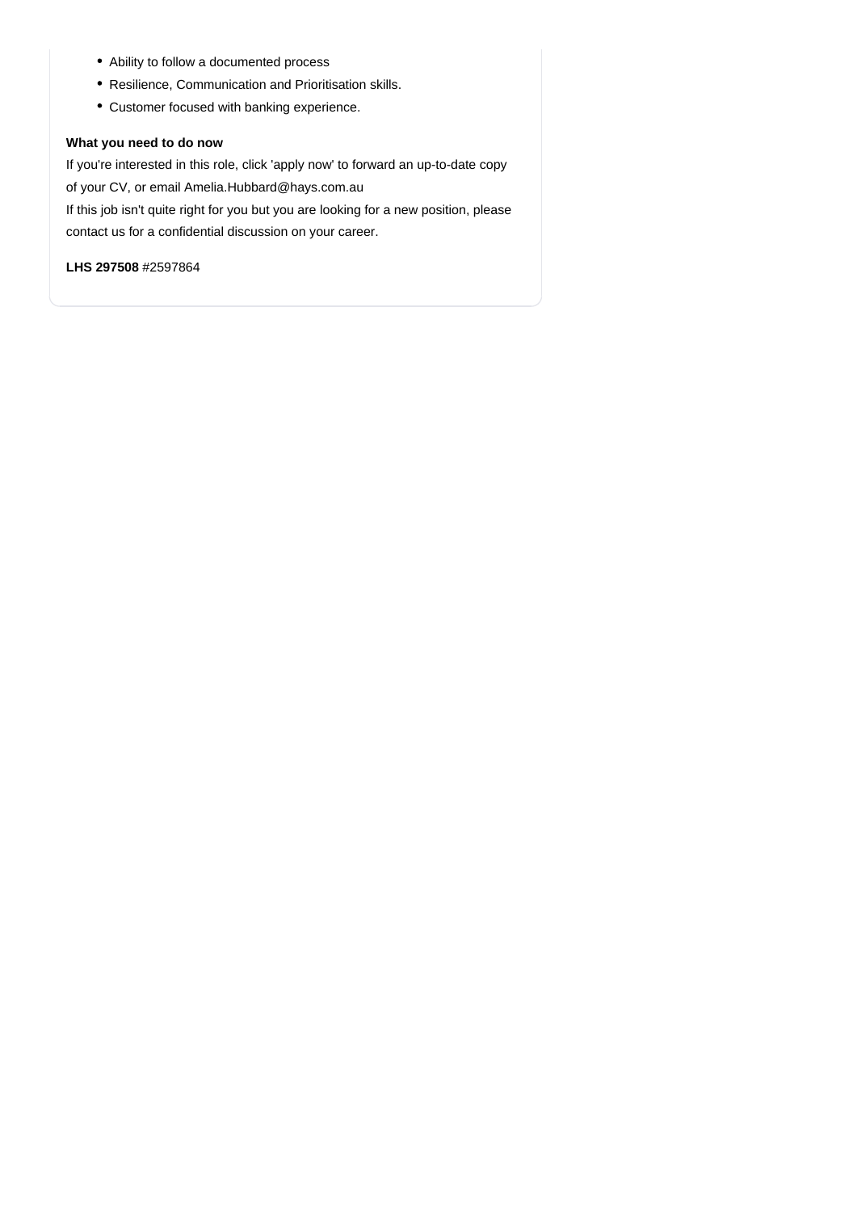- Ability to follow a documented process
- Resilience, Communication and Prioritisation skills.
- Customer focused with banking experience.

**What you need to do now**

If you're interested in this role, click 'apply now' to forward an up-to-date copy of your CV, or email Amelia.Hubbard@hays.com.au

If this job isn't quite right for you but you are looking for a new position, please contact us for a confidential discussion on your career.

**LHS 297508** #2597864